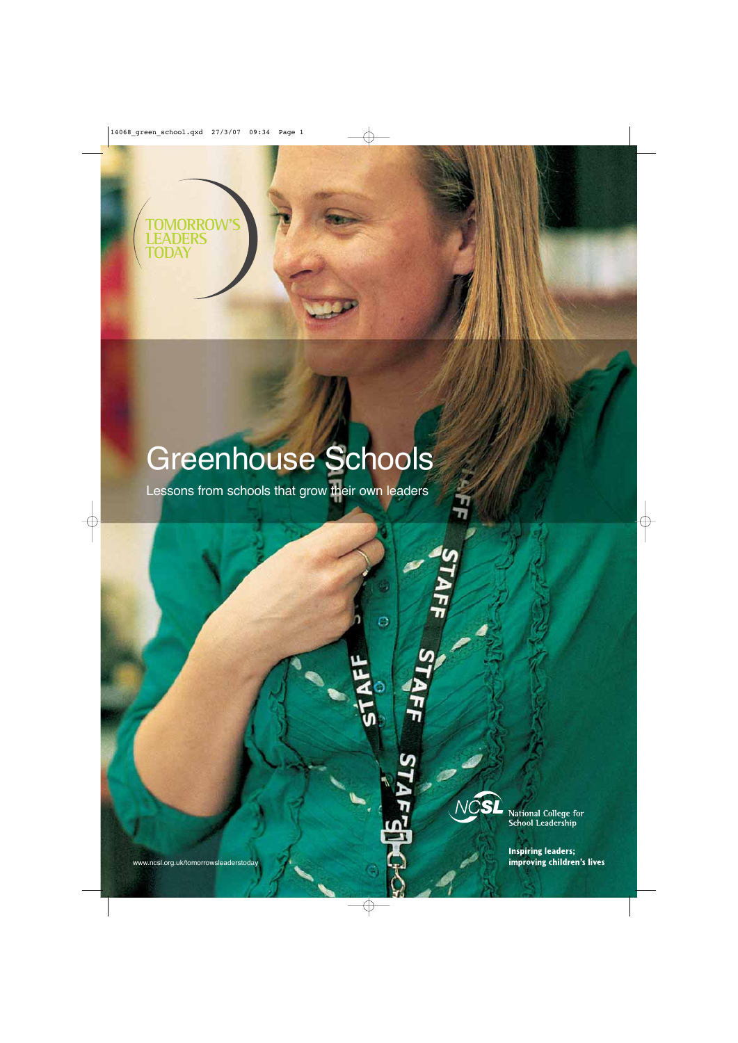TOMORROW'S LEADERS TODAY

# Greenhouse Schools

Lessons from schools that grow their own leaders

NCSL National College for School Leadership

**Inspiring leaders; improving children's lives**

www.ncsl.org.uk/tomorrowsleaderstoday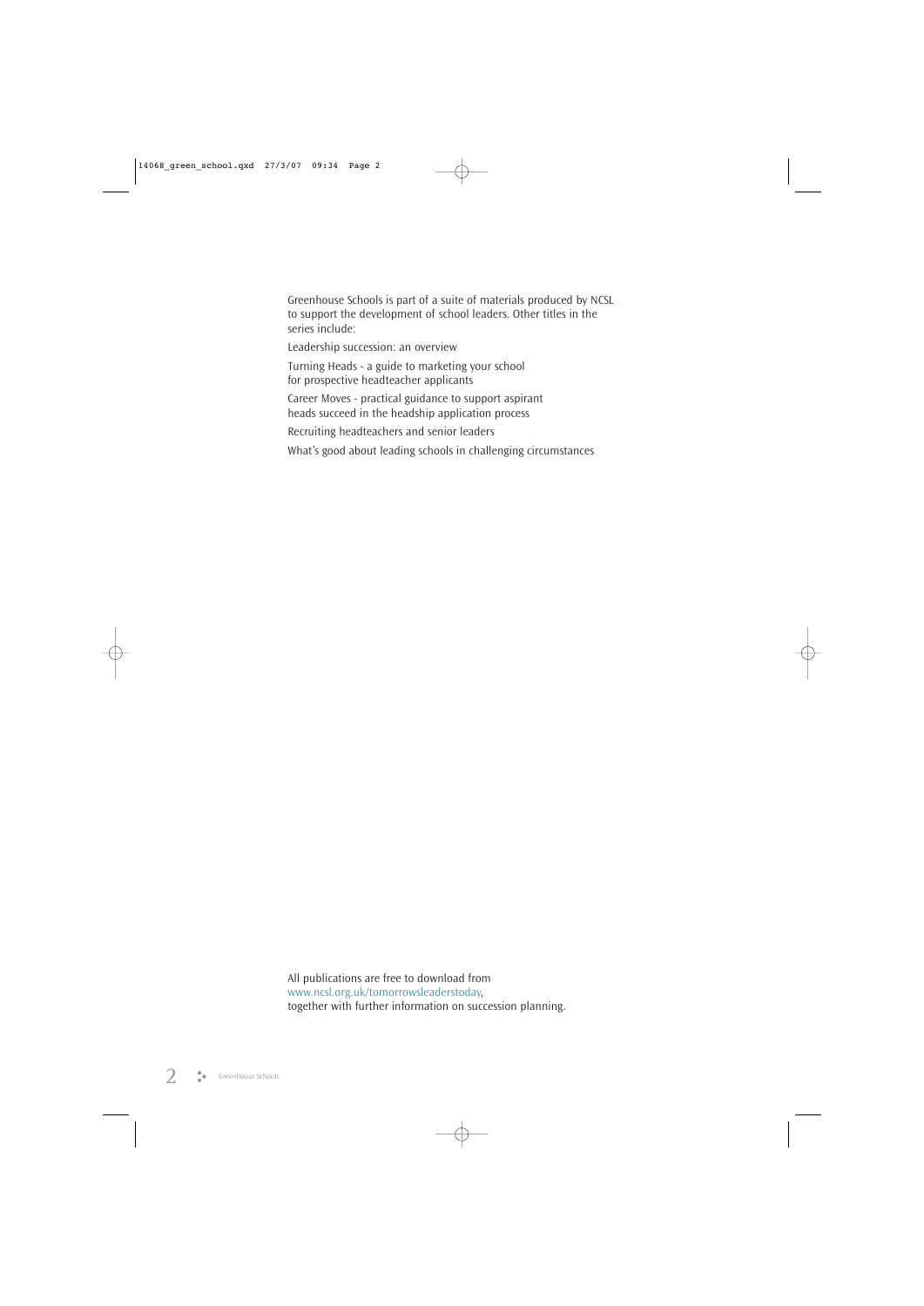Greenhouse Schools is part of a suite of materials produced by NCSL to support the development of school leaders. Other titles in the series include:

Leadership succession: an overview

Turning Heads - a guide to marketing your school for prospective headteacher applicants

Career Moves - practical guidance to support aspirant heads succeed in the headship application process

Recruiting headteachers and senior leaders

What's good about leading schools in challenging circumstances

All publications are free to download from www.ncsl.org.uk/tomorrowsleaderstoday, together with further information on succession planning.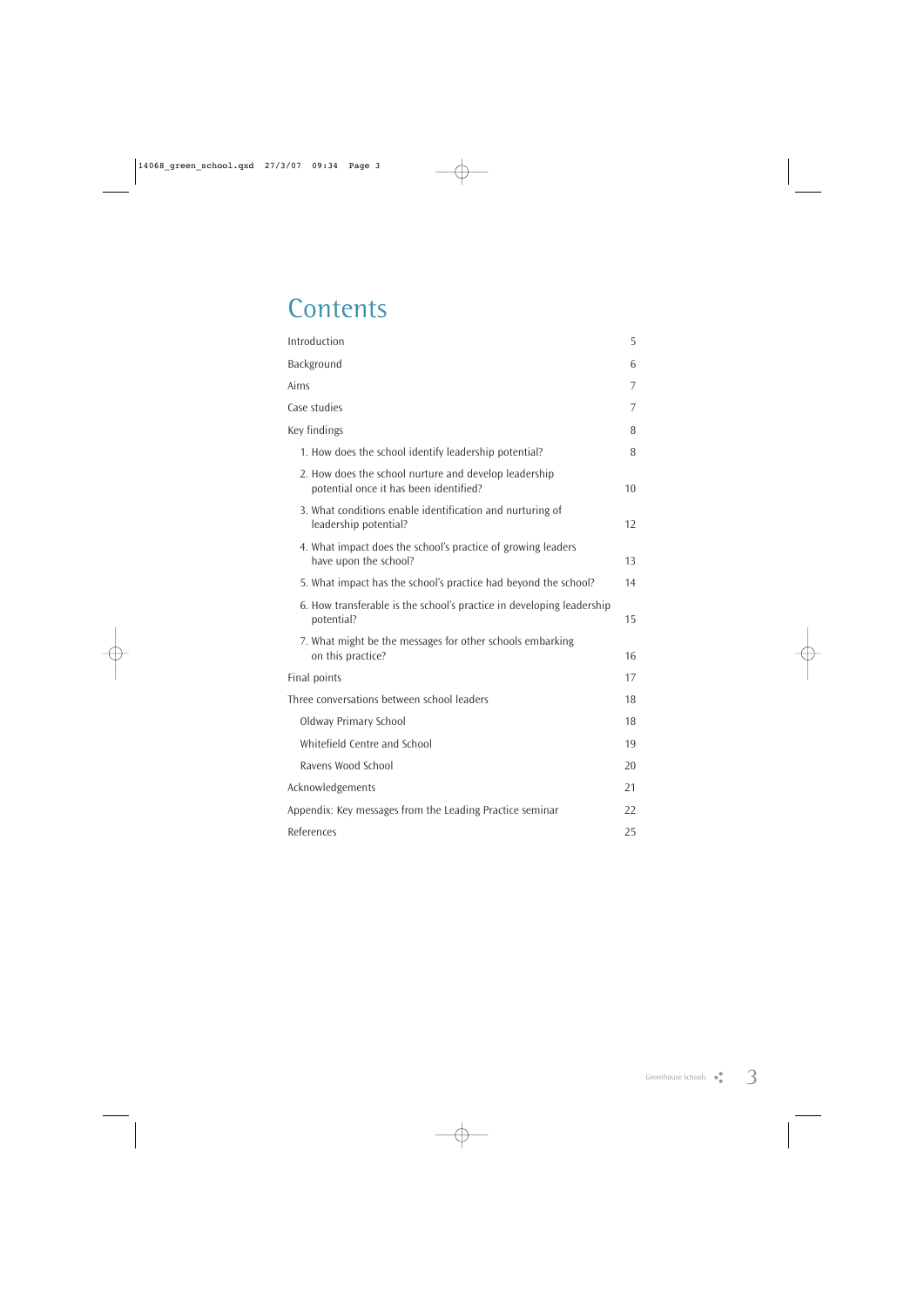# Contents

| | |
|---|---|
| Introduction | 5 |
| Background | 6 |
| Aims | 7 |
| Case studies | 7 |
| Key findings | 8 |
| 1. How does the school identify leadership potential? | 8 |
| 2. How does the school nurture and develop leadership potential once it has been identified? | 10 |
| 3. What conditions enable identification and nurturing of leadership potential? | 12 |
| 4. What impact does the school's practice of growing leaders have upon the school? | 13 |
| 5. What impact has the school's practice had beyond the school? | 14 |
| 6. How transferable is the school's practice in developing leadership potential? | 15 |
| 7. What might be the messages for other schools embarking on this practice? | 16 |
| Final points | 17 |
| Three conversations between school leaders | 18 |
| Oldway Primary School | 18 |
| Whitefield Centre and School | 19 |
| Ravens Wood School | 20 |
| Acknowledgements | 21 |
| Appendix: Key messages from the Leading Practice seminar | 22 |
| References | 25 |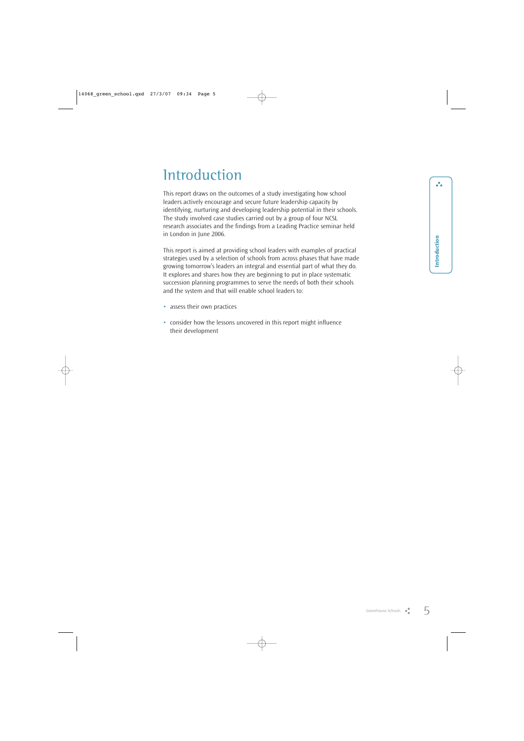# Introduction

This report draws on the outcomes of a study investigating how school leaders actively encourage and secure future leadership capacity by identifying, nurturing and developing leadership potential in their schools. The study involved case studies carried out by a group of four NCSL research associates and the findings from a Leading Practice seminar held in London in June 2006.

This report is aimed at providing school leaders with examples of practical strategies used by a selection of schools from across phases that have made growing tomorrow's leaders an integral and essential part of what they do. It explores and shares how they are beginning to put in place systematic succession planning programmes to serve the needs of both their schools and the system and that will enable school leaders to:

- assess their own practices
- consider how the lessons uncovered in this report might influence their development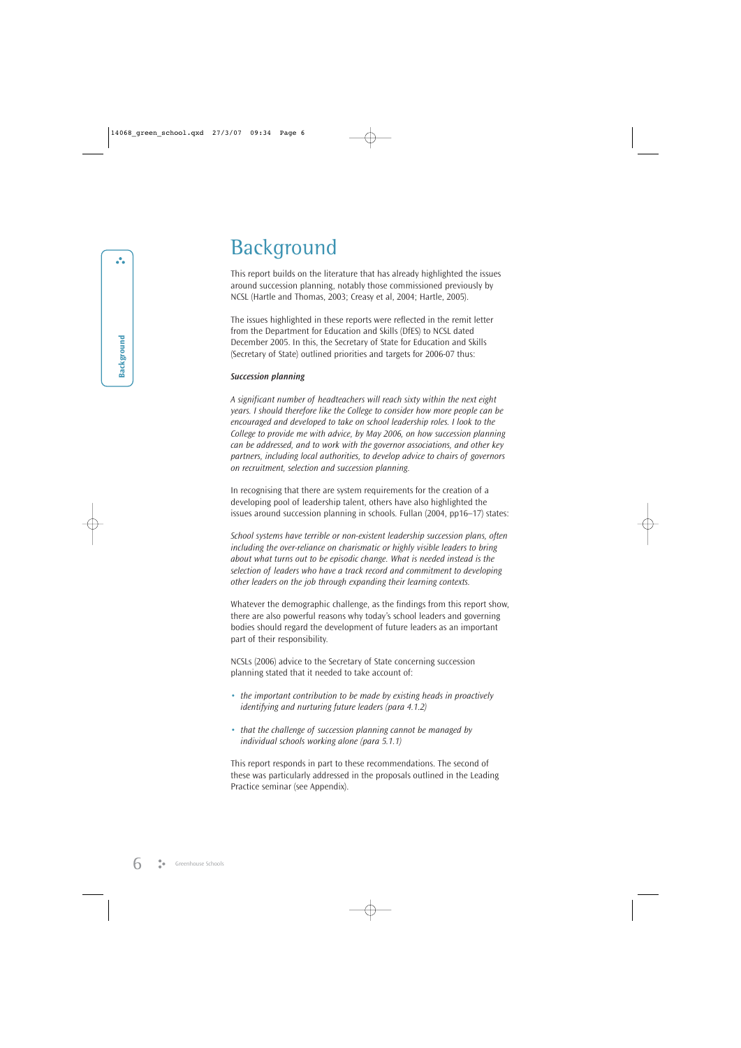# Background

This report builds on the literature that has already highlighted the issues around succession planning, notably those commissioned previously by NCSL (Hartle and Thomas, 2003; Creasy et al, 2004; Hartle, 2005).

The issues highlighted in these reports were reflected in the remit letter from the Department for Education and Skills (DfES) to NCSL dated December 2005. In this, the Secretary of State for Education and Skills (Secretary of State) outlined priorities and targets for 2006-07 thus:

***Succession planning***

*A significant number of headteachers will reach sixty within the next eight years. I should therefore like the College to consider how more people can be encouraged and developed to take on school leadership roles. I look to the College to provide me with advice, by May 2006, on how succession planning can be addressed, and to work with the governor associations, and other key partners, including local authorities, to develop advice to chairs of governors on recruitment, selection and succession planning.*

In recognising that there are system requirements for the creation of a developing pool of leadership talent, others have also highlighted the issues around succession planning in schools. Fullan (2004, pp16–17) states:

*School systems have terrible or non-existent leadership succession plans, often including the over-reliance on charismatic or highly visible leaders to bring about what turns out to be episodic change. What is needed instead is the selection of leaders who have a track record and commitment to developing other leaders on the job through expanding their learning contexts.*

Whatever the demographic challenge, as the findings from this report show, there are also powerful reasons why today's school leaders and governing bodies should regard the development of future leaders as an important part of their responsibility.

NCSLs (2006) advice to the Secretary of State concerning succession planning stated that it needed to take account of:

- *the important contribution to be made by existing heads in proactively identifying and nurturing future leaders (para 4.1.2)*
- *that the challenge of succession planning cannot be managed by individual schools working alone (para 5.1.1)*

This report responds in part to these recommendations. The second of these was particularly addressed in the proposals outlined in the Leading Practice seminar (see Appendix).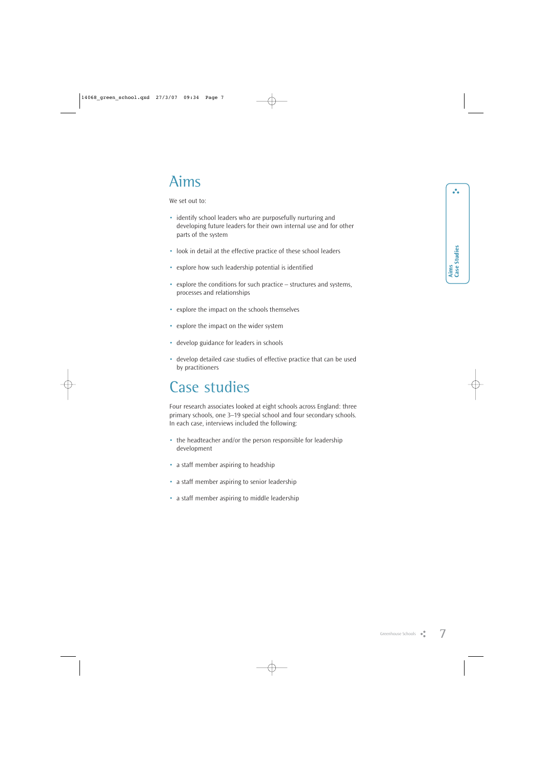# Aims

We set out to:

- identify school leaders who are purposefully nurturing and developing future leaders for their own internal use and for other parts of the system
- look in detail at the effective practice of these school leaders
- explore how such leadership potential is identified
- explore the conditions for such practice – structures and systems, processes and relationships
- explore the impact on the schools themselves
- explore the impact on the wider system
- develop guidance for leaders in schools
- develop detailed case studies of effective practice that can be used by practitioners

# Case studies

Four research associates looked at eight schools across England: three primary schools, one 3–19 special school and four secondary schools. In each case, interviews included the following:

- the headteacher and/or the person responsible for leadership development
- a staff member aspiring to headship
- a staff member aspiring to senior leadership
- a staff member aspiring to middle leadership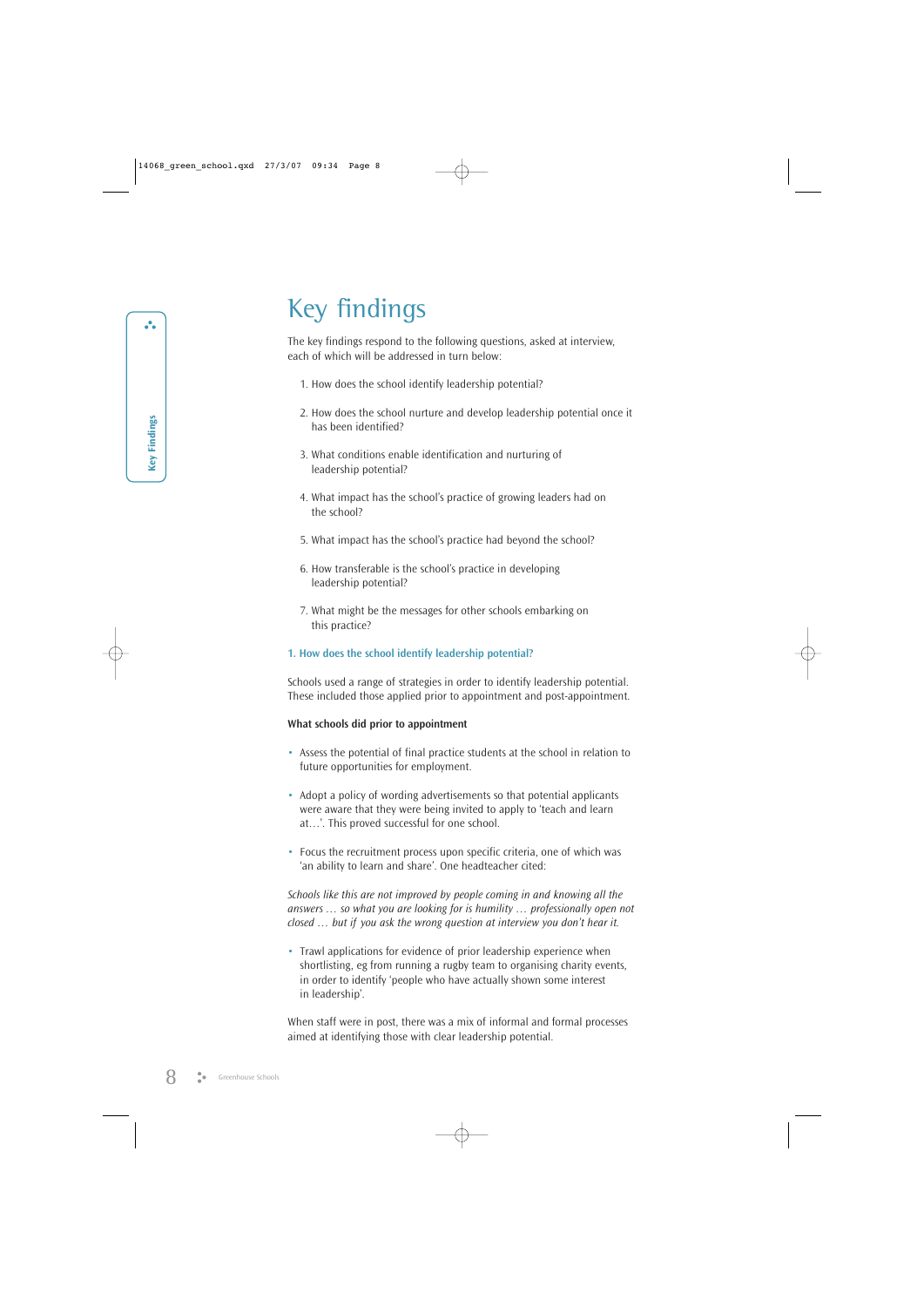# Key findings

The key findings respond to the following questions, asked at interview, each of which will be addressed in turn below:

1. How does the school identify leadership potential?
2. How does the school nurture and develop leadership potential once it has been identified?
3. What conditions enable identification and nurturing of leadership potential?
4. What impact has the school's practice of growing leaders had on the school?
5. What impact has the school's practice had beyond the school?
6. How transferable is the school's practice in developing leadership potential?
7. What might be the messages for other schools embarking on this practice?

### 1. How does the school identify leadership potential?

Schools used a range of strategies in order to identify leadership potential. These included those applied prior to appointment and post-appointment.

**What schools did prior to appointment**

- Assess the potential of final practice students at the school in relation to future opportunities for employment.
- Adopt a policy of wording advertisements so that potential applicants were aware that they were being invited to apply to 'teach and learn at…'. This proved successful for one school.
- Focus the recruitment process upon specific criteria, one of which was 'an ability to learn and share'. One headteacher cited:

*Schools like this are not improved by people coming in and knowing all the answers … so what you are looking for is humility … professionally open not closed … but if you ask the wrong question at interview you don't hear it.*

- Trawl applications for evidence of prior leadership experience when shortlisting, eg from running a rugby team to organising charity events, in order to identify 'people who have actually shown some interest in leadership'.

When staff were in post, there was a mix of informal and formal processes aimed at identifying those with clear leadership potential.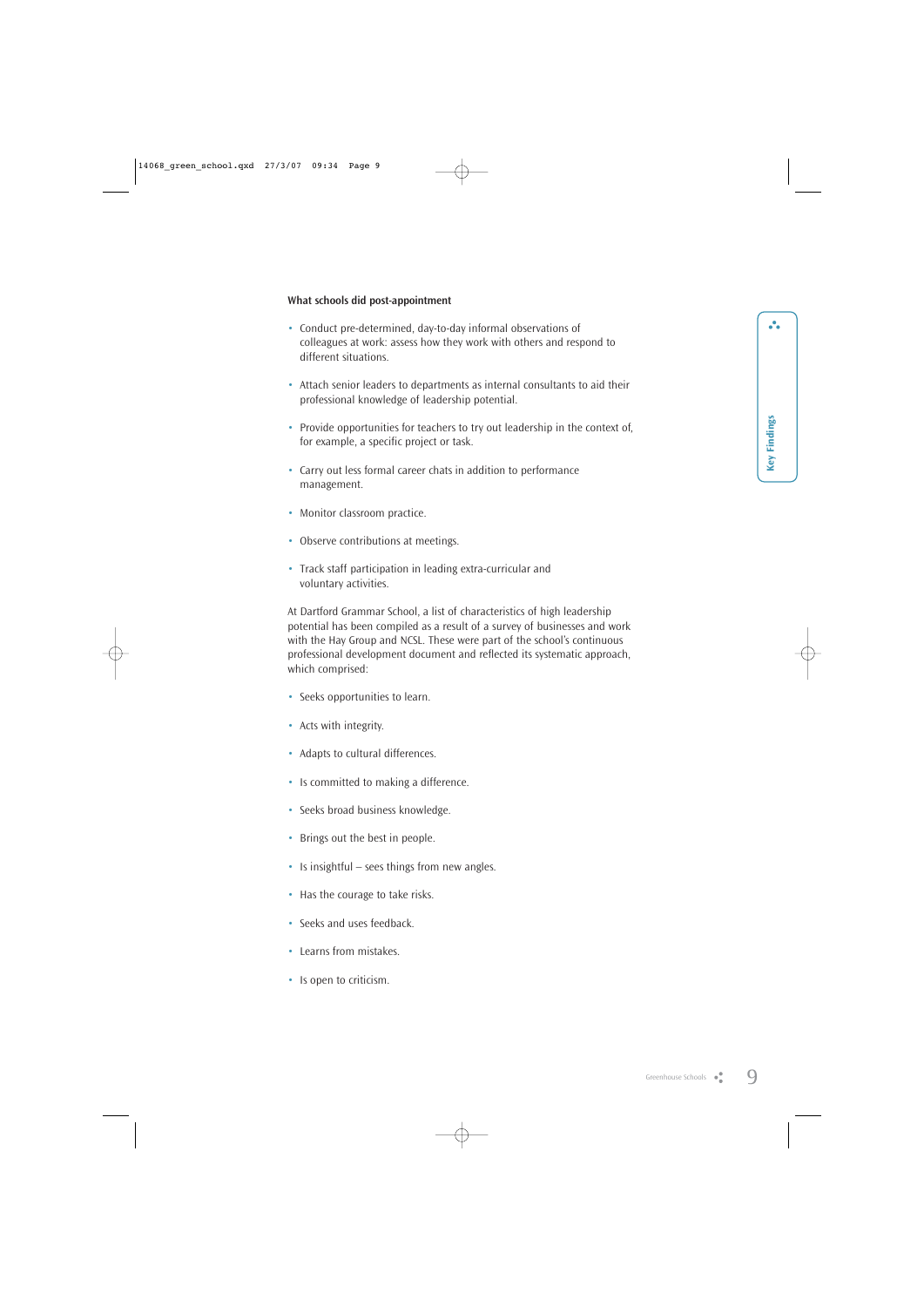**What schools did post-appointment**

- Conduct pre-determined, day-to-day informal observations of colleagues at work: assess how they work with others and respond to different situations.
- Attach senior leaders to departments as internal consultants to aid their professional knowledge of leadership potential.
- Provide opportunities for teachers to try out leadership in the context of, for example, a specific project or task.
- Carry out less formal career chats in addition to performance management.
- Monitor classroom practice.
- Observe contributions at meetings.
- Track staff participation in leading extra-curricular and voluntary activities.

At Dartford Grammar School, a list of characteristics of high leadership potential has been compiled as a result of a survey of businesses and work with the Hay Group and NCSL. These were part of the school's continuous professional development document and reflected its systematic approach, which comprised:

- Seeks opportunities to learn.
- Acts with integrity.
- Adapts to cultural differences.
- Is committed to making a difference.
- Seeks broad business knowledge.
- Brings out the best in people.
- Is insightful – sees things from new angles.
- Has the courage to take risks.
- Seeks and uses feedback.
- Learns from mistakes.
- Is open to criticism.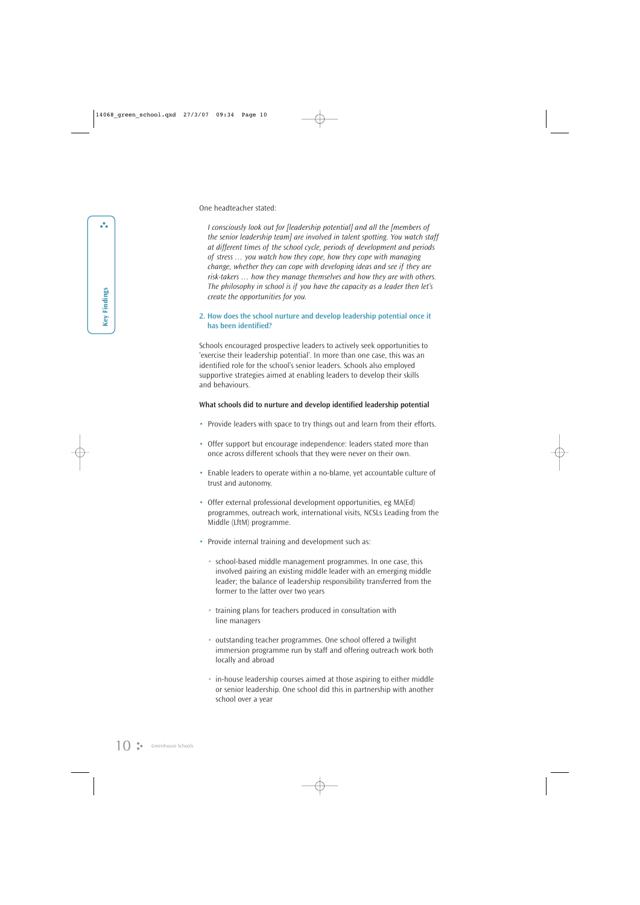One headteacher stated:

*I consciously look out for [leadership potential] and all the [members of the senior leadership team] are involved in talent spotting. You watch staff at different times of the school cycle, periods of development and periods of stress … you watch how they cope, how they cope with managing change, whether they can cope with developing ideas and see if they are risk-takers … how they manage themselves and how they are with others. The philosophy in school is if you have the capacity as a leader then let's create the opportunities for you.*

### 2. How does the school nurture and develop leadership potential once it has been identified?

Schools encouraged prospective leaders to actively seek opportunities to 'exercise their leadership potential'. In more than one case, this was an identified role for the school's senior leaders. Schools also employed supportive strategies aimed at enabling leaders to develop their skills and behaviours.

**What schools did to nurture and develop identified leadership potential**

- Provide leaders with space to try things out and learn from their efforts.
- Offer support but encourage independence: leaders stated more than once across different schools that they were never on their own.
- Enable leaders to operate within a no-blame, yet accountable culture of trust and autonomy.
- Offer external professional development opportunities, eg MA(Ed) programmes, outreach work, international visits, NCSLs Leading from the Middle (LftM) programme.
- Provide internal training and development such as:
  - school-based middle management programmes. In one case, this involved pairing an existing middle leader with an emerging middle leader; the balance of leadership responsibility transferred from the former to the latter over two years
  - training plans for teachers produced in consultation with line managers
  - outstanding teacher programmes. One school offered a twilight immersion programme run by staff and offering outreach work both locally and abroad
  - in-house leadership courses aimed at those aspiring to either middle or senior leadership. One school did this in partnership with another school over a year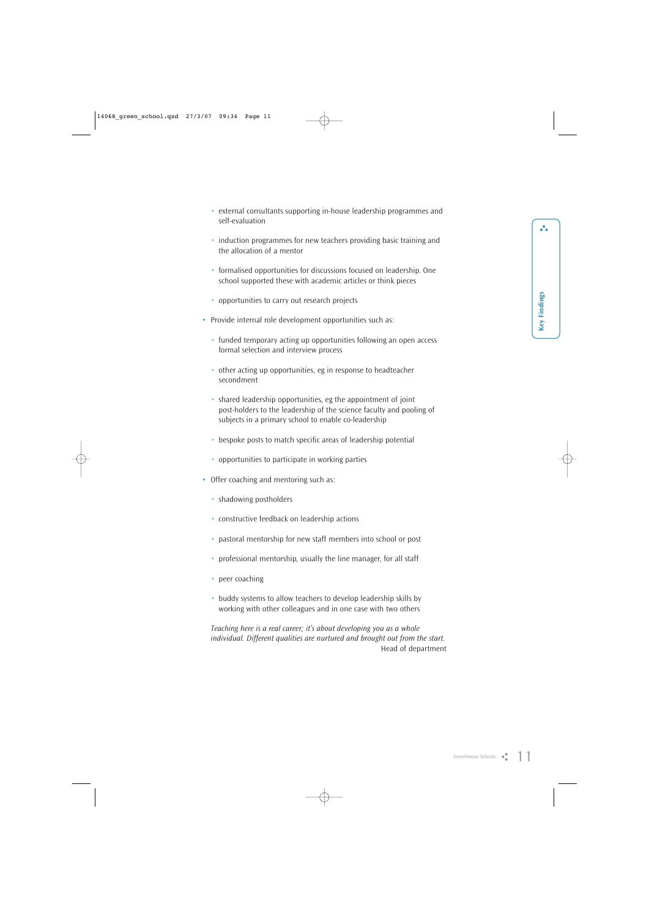- external consultants supporting in-house leadership programmes and self-evaluation

  - induction programmes for new teachers providing basic training and the allocation of a mentor

  - formalised opportunities for discussions focused on leadership. One school supported these with academic articles or think pieces

  - opportunities to carry out research projects

- Provide internal role development opportunities such as:

  - funded temporary acting up opportunities following an open access formal selection and interview process

  - other acting up opportunities, eg in response to headteacher secondment

  - shared leadership opportunities, eg the appointment of joint post-holders to the leadership of the science faculty and pooling of subjects in a primary school to enable co-leadership

  - bespoke posts to match specific areas of leadership potential

  - opportunities to participate in working parties

- Offer coaching and mentoring such as:

  - shadowing postholders

  - constructive feedback on leadership actions

  - pastoral mentorship for new staff members into school or post

  - professional mentorship, usually the line manager, for all staff

  - peer coaching

  - buddy systems to allow teachers to develop leadership skills by working with other colleagues and in one case with two others

*Teaching here is a real career; it's about developing you as a whole individual. Different qualities are nurtured and brought out from the start.*
Head of department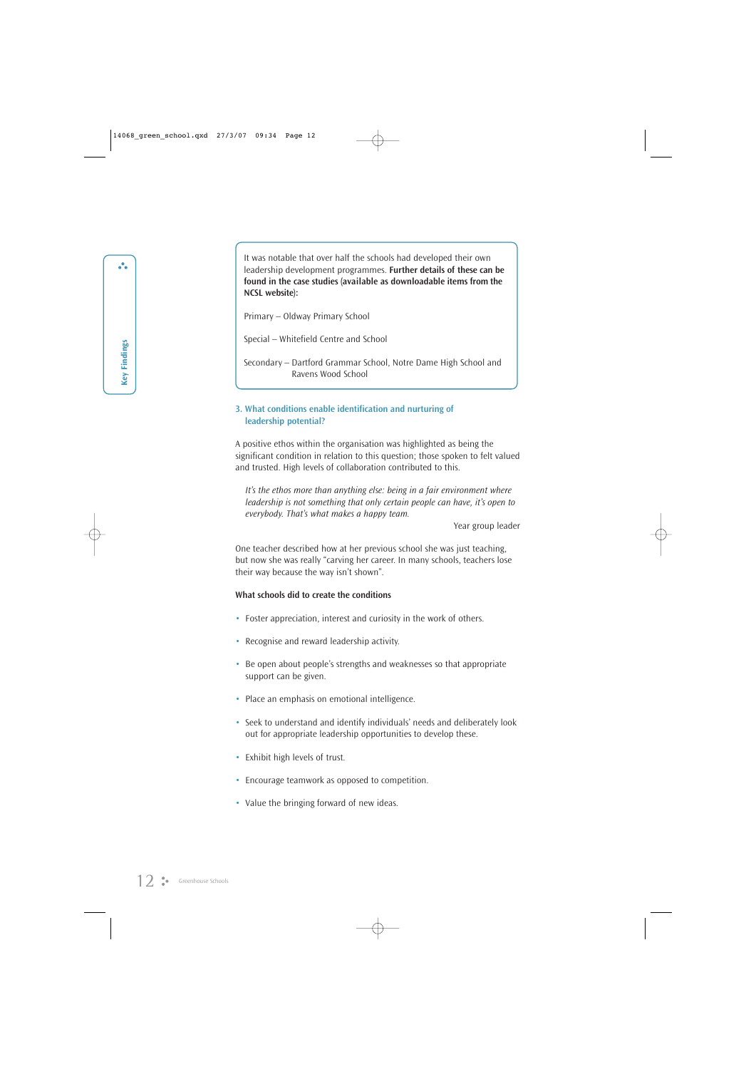It was notable that over half the schools had developed their own leadership development programmes. **Further details of these can be found in the case studies (available as downloadable items from the NCSL website):**

Primary – Oldway Primary School

Special – Whitefield Centre and School

Secondary – Dartford Grammar School, Notre Dame High School and Ravens Wood School

### 3. What conditions enable identification and nurturing of leadership potential?

A positive ethos within the organisation was highlighted as being the significant condition in relation to this question; those spoken to felt valued and trusted. High levels of collaboration contributed to this.

> *It's the ethos more than anything else: being in a fair environment where leadership is not something that only certain people can have, it's open to everybody. That's what makes a happy team.*
>
> Year group leader

One teacher described how at her previous school she was just teaching, but now she was really "carving her career. In many schools, teachers lose their way because the way isn't shown".

**What schools did to create the conditions**

- Foster appreciation, interest and curiosity in the work of others.
- Recognise and reward leadership activity.
- Be open about people's strengths and weaknesses so that appropriate support can be given.
- Place an emphasis on emotional intelligence.
- Seek to understand and identify individuals' needs and deliberately look out for appropriate leadership opportunities to develop these.
- Exhibit high levels of trust.
- Encourage teamwork as opposed to competition.
- Value the bringing forward of new ideas.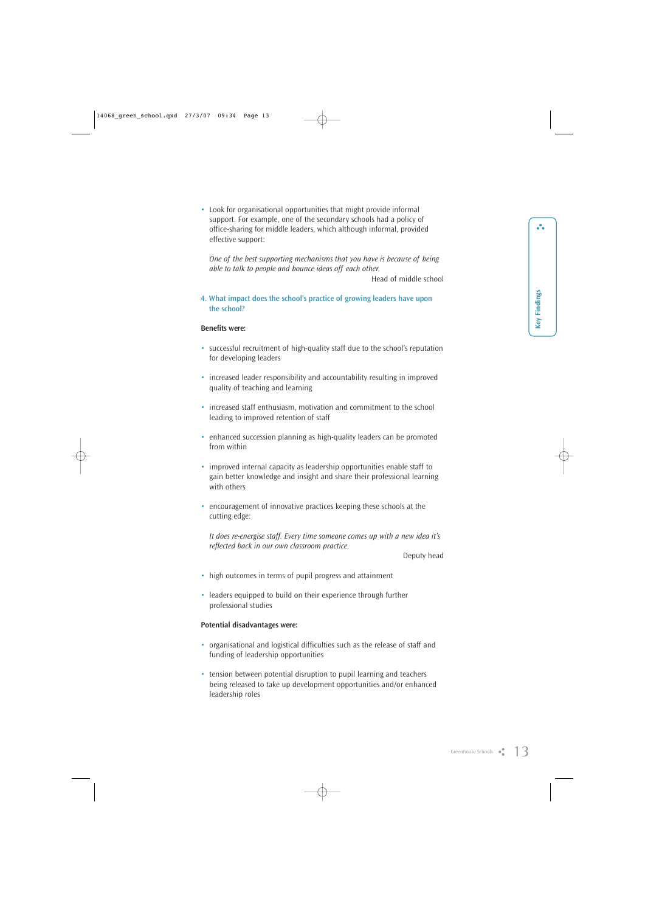- Look for organisational opportunities that might provide informal support. For example, one of the secondary schools had a policy of office-sharing for middle leaders, which although informal, provided effective support:

  *One of the best supporting mechanisms that you have is because of being able to talk to people and bounce ideas off each other.*

  Head of middle school

### 4. What impact does the school's practice of growing leaders have upon the school?

**Benefits were:**

- successful recruitment of high-quality staff due to the school's reputation for developing leaders
- increased leader responsibility and accountability resulting in improved quality of teaching and learning
- increased staff enthusiasm, motivation and commitment to the school leading to improved retention of staff
- enhanced succession planning as high-quality leaders can be promoted from within
- improved internal capacity as leadership opportunities enable staff to gain better knowledge and insight and share their professional learning with others
- encouragement of innovative practices keeping these schools at the cutting edge:

  *It does re-energise staff. Every time someone comes up with a new idea it's reflected back in our own classroom practice.*

  Deputy head

- high outcomes in terms of pupil progress and attainment
- leaders equipped to build on their experience through further professional studies

**Potential disadvantages were:**

- organisational and logistical difficulties such as the release of staff and funding of leadership opportunities
- tension between potential disruption to pupil learning and teachers being released to take up development opportunities and/or enhanced leadership roles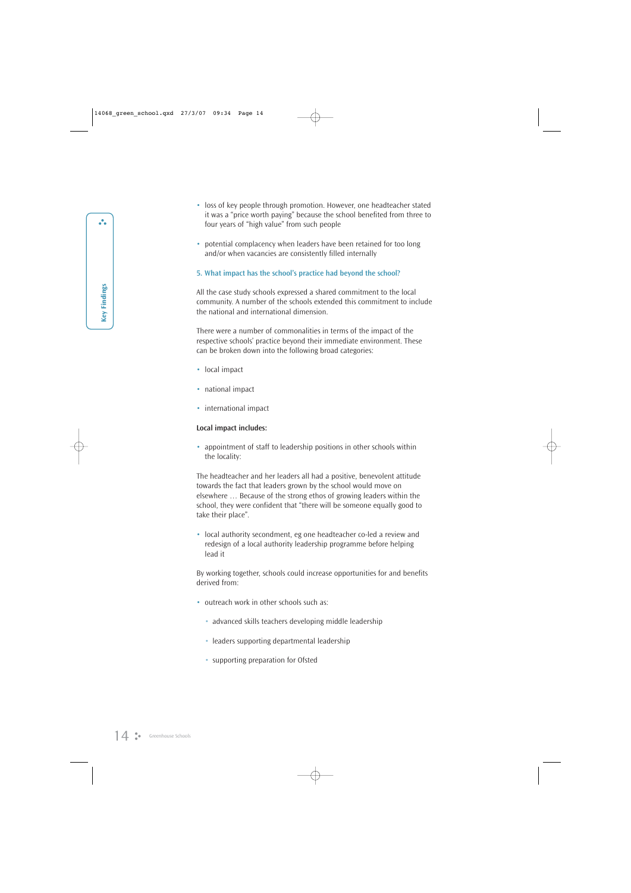- loss of key people through promotion. However, one headteacher stated it was a "price worth paying" because the school benefited from three to four years of "high value" from such people

- potential complacency when leaders have been retained for too long and/or when vacancies are consistently filled internally

### 5. What impact has the school's practice had beyond the school?

All the case study schools expressed a shared commitment to the local community. A number of the schools extended this commitment to include the national and international dimension.

There were a number of commonalities in terms of the impact of the respective schools' practice beyond their immediate environment. These can be broken down into the following broad categories:

- local impact

- national impact

- international impact

**Local impact includes:**

- appointment of staff to leadership positions in other schools within the locality:

The headteacher and her leaders all had a positive, benevolent attitude towards the fact that leaders grown by the school would move on elsewhere … Because of the strong ethos of growing leaders within the school, they were confident that "there will be someone equally good to take their place".

- local authority secondment, eg one headteacher co-led a review and redesign of a local authority leadership programme before helping lead it

By working together, schools could increase opportunities for and benefits derived from:

- outreach work in other schools such as:
  - advanced skills teachers developing middle leadership
  - leaders supporting departmental leadership
  - supporting preparation for Ofsted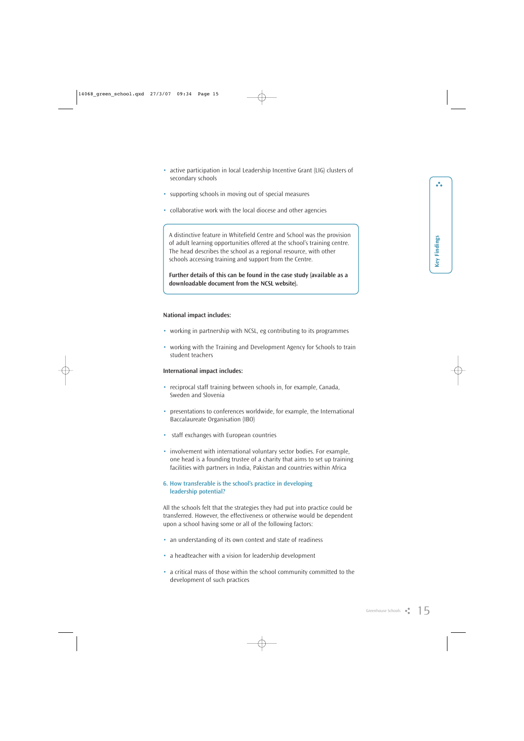- active participation in local Leadership Incentive Grant (LIG) clusters of secondary schools
- supporting schools in moving out of special measures
- collaborative work with the local diocese and other agencies

> A distinctive feature in Whitefield Centre and School was the provision of adult learning opportunities offered at the school's training centre. The head describes the school as a regional resource, with other schools accessing training and support from the Centre.
>
> **Further details of this can be found in the case study (available as a downloadable document from the NCSL website).**

**National impact includes:**

- working in partnership with NCSL, eg contributing to its programmes
- working with the Training and Development Agency for Schools to train student teachers

**International impact includes:**

- reciprocal staff training between schools in, for example, Canada, Sweden and Slovenia
- presentations to conferences worldwide, for example, the International Baccalaureate Organisation (IBO)
- staff exchanges with European countries
- involvement with international voluntary sector bodies. For example, one head is a founding trustee of a charity that aims to set up training facilities with partners in India, Pakistan and countries within Africa

### 6. How transferable is the school's practice in developing leadership potential?

All the schools felt that the strategies they had put into practice could be transferred. However, the effectiveness or otherwise would be dependent upon a school having some or all of the following factors:

- an understanding of its own context and state of readiness
- a headteacher with a vision for leadership development
- a critical mass of those within the school community committed to the development of such practices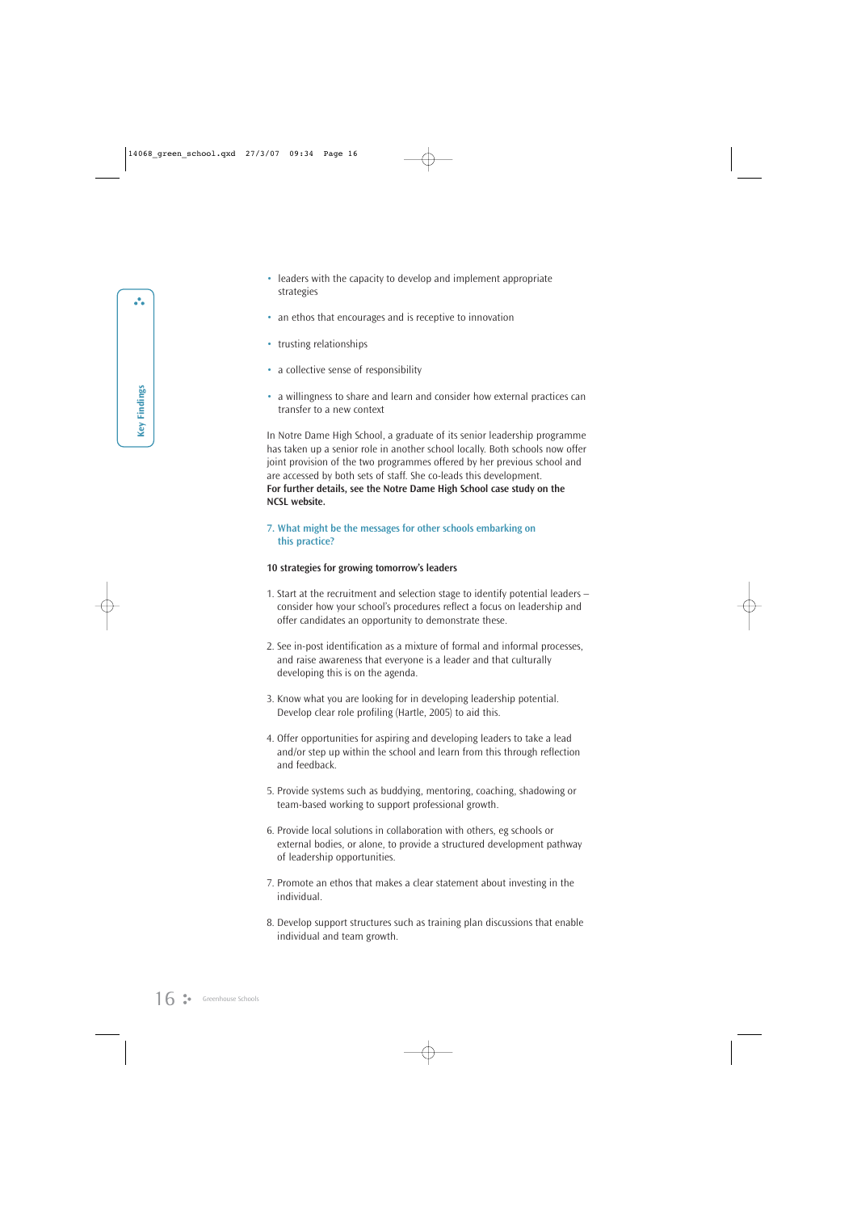- leaders with the capacity to develop and implement appropriate strategies
- an ethos that encourages and is receptive to innovation
- trusting relationships
- a collective sense of responsibility
- a willingness to share and learn and consider how external practices can transfer to a new context

In Notre Dame High School, a graduate of its senior leadership programme has taken up a senior role in another school locally. Both schools now offer joint provision of the two programmes offered by her previous school and are accessed by both sets of staff. She co-leads this development.
**For further details, see the Notre Dame High School case study on the NCSL website.**

### 7. What might be the messages for other schools embarking on this practice?

**10 strategies for growing tomorrow's leaders**

1. Start at the recruitment and selection stage to identify potential leaders – consider how your school's procedures reflect a focus on leadership and offer candidates an opportunity to demonstrate these.
2. See in-post identification as a mixture of formal and informal processes, and raise awareness that everyone is a leader and that culturally developing this is on the agenda.
3. Know what you are looking for in developing leadership potential. Develop clear role profiling (Hartle, 2005) to aid this.
4. Offer opportunities for aspiring and developing leaders to take a lead and/or step up within the school and learn from this through reflection and feedback.
5. Provide systems such as buddying, mentoring, coaching, shadowing or team-based working to support professional growth.
6. Provide local solutions in collaboration with others, eg schools or external bodies, or alone, to provide a structured development pathway of leadership opportunities.
7. Promote an ethos that makes a clear statement about investing in the individual.
8. Develop support structures such as training plan discussions that enable individual and team growth.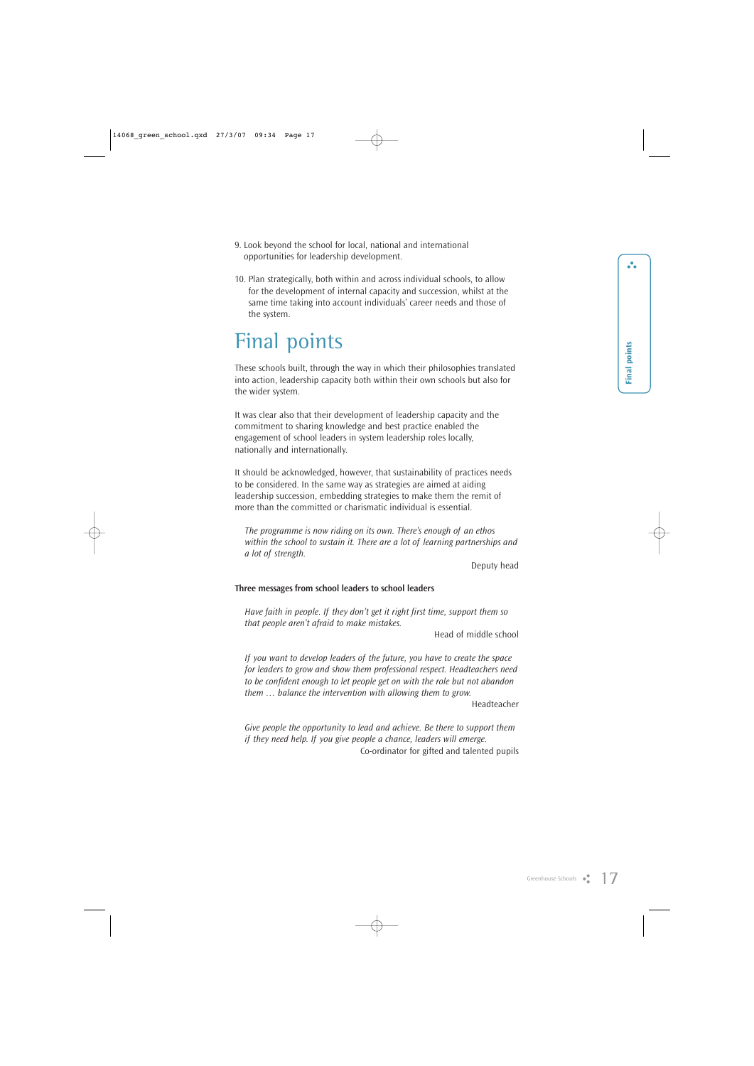9. Look beyond the school for local, national and international opportunities for leadership development.

10. Plan strategically, both within and across individual schools, to allow for the development of internal capacity and succession, whilst at the same time taking into account individuals' career needs and those of the system.

# Final points

These schools built, through the way in which their philosophies translated into action, leadership capacity both within their own schools but also for the wider system.

It was clear also that their development of leadership capacity and the commitment to sharing knowledge and best practice enabled the engagement of school leaders in system leadership roles locally, nationally and internationally.

It should be acknowledged, however, that sustainability of practices needs to be considered. In the same way as strategies are aimed at aiding leadership succession, embedding strategies to make them the remit of more than the committed or charismatic individual is essential.

> *The programme is now riding on its own. There's enough of an ethos within the school to sustain it. There are a lot of learning partnerships and a lot of strength.*
>
> Deputy head

**Three messages from school leaders to school leaders**

> *Have faith in people. If they don't get it right first time, support them so that people aren't afraid to make mistakes.*
>
> Head of middle school

> *If you want to develop leaders of the future, you have to create the space for leaders to grow and show them professional respect. Headteachers need to be confident enough to let people get on with the role but not abandon them … balance the intervention with allowing them to grow.*
>
> Headteacher

> *Give people the opportunity to lead and achieve. Be there to support them if they need help. If you give people a chance, leaders will emerge.*
>
> Co-ordinator for gifted and talented pupils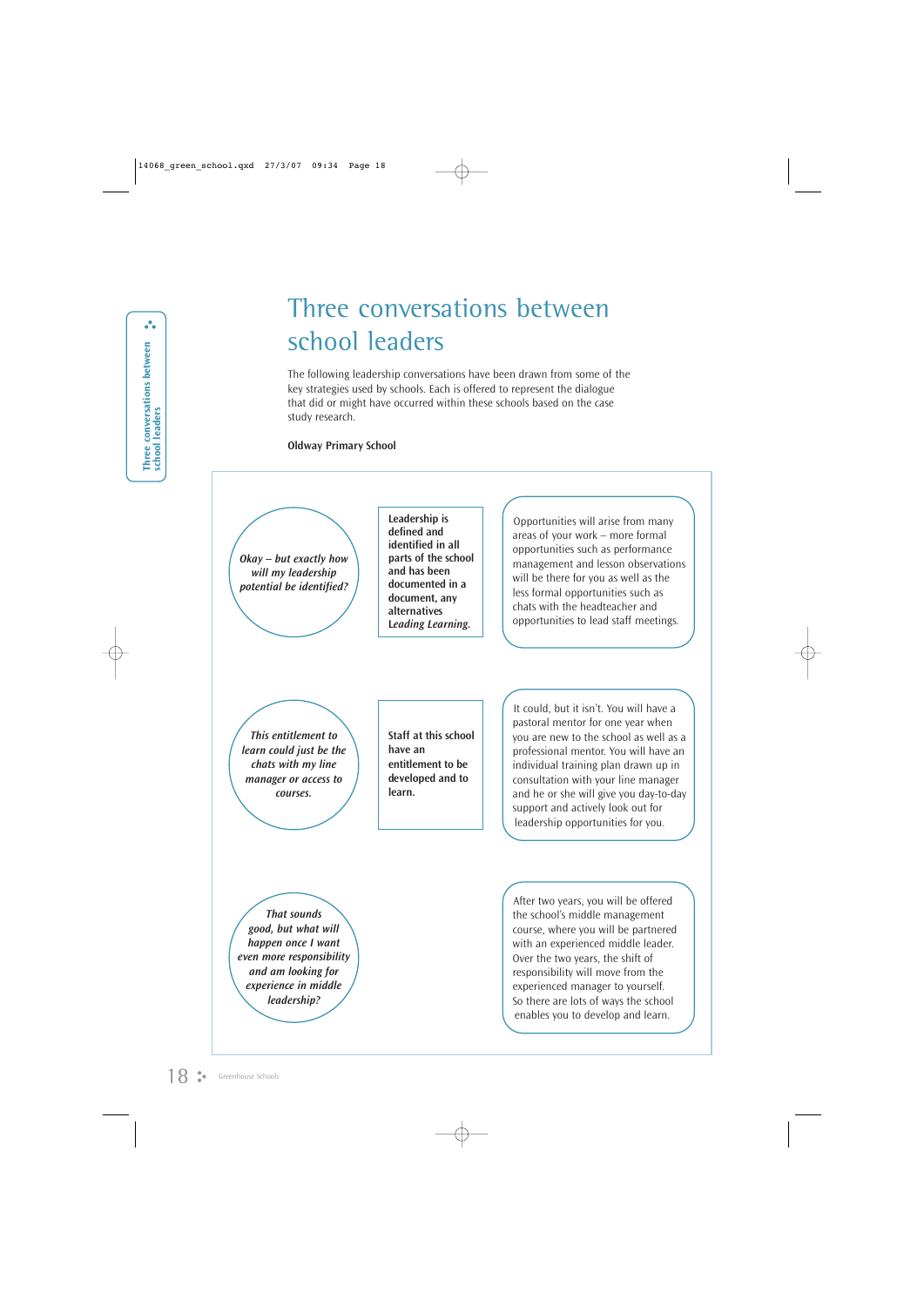# Three conversations between school leaders

The following leadership conversations have been drawn from some of the key strategies used by schools. Each is offered to represent the dialogue that did or might have occurred within these schools based on the case study research.

**Oldway Primary School**

*Okay – but exactly how will my leadership potential be identified?*

**Leadership is defined and identified in all parts of the school and has been documented in a document, any alternatives *Leading Learning*.**

Opportunities will arise from many areas of your work – more formal opportunities such as performance management and lesson observations will be there for you as well as the less formal opportunities such as chats with the headteacher and opportunities to lead staff meetings.

*This entitlement to learn could just be the chats with my line manager or access to courses.*

**Staff at this school have an entitlement to be developed and to learn.**

It could, but it isn't. You will have a pastoral mentor for one year when you are new to the school as well as a professional mentor. You will have an individual training plan drawn up in consultation with your line manager and he or she will give you day-to-day support and actively look out for leadership opportunities for you.

*That sounds good, but what will happen once I want even more responsibility and am looking for experience in middle leadership?*

After two years, you will be offered the school's middle management course, where you will be partnered with an experienced middle leader. Over the two years, the shift of responsibility will move from the experienced manager to yourself. So there are lots of ways the school enables you to develop and learn.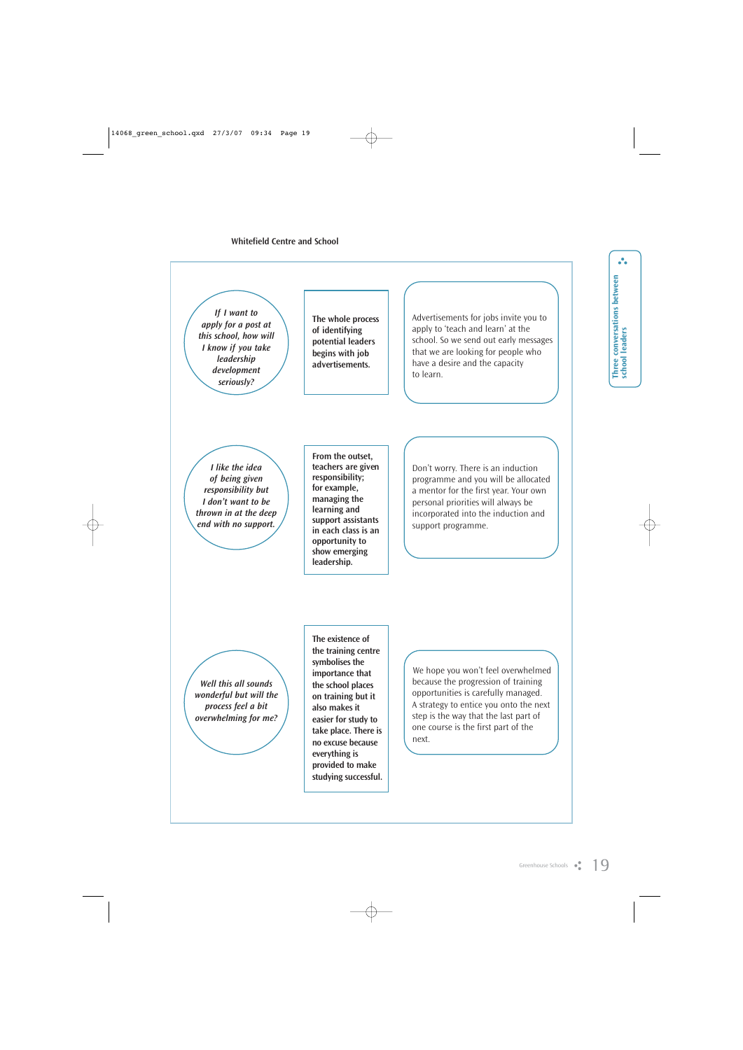Whitefield Centre and School

*If I want to apply for a post at this school, how will I know if you take leadership development seriously?*

**The whole process of identifying potential leaders begins with job advertisements.**

Advertisements for jobs invite you to apply to 'teach and learn' at the school. So we send out early messages that we are looking for people who have a desire and the capacity to learn.

*I like the idea of being given responsibility but I don't want to be thrown in at the deep end with no support.*

**From the outset, teachers are given responsibility; for example, managing the learning and support assistants in each class is an opportunity to show emerging leadership.**

Don't worry. There is an induction programme and you will be allocated a mentor for the first year. Your own personal priorities will always be incorporated into the induction and support programme.

*Well this all sounds wonderful but will the process feel a bit overwhelming for me?*

**The existence of the training centre symbolises the importance that the school places on training but it also makes it easier for study to take place. There is no excuse because everything is provided to make studying successful.**

We hope you won't feel overwhelmed because the progression of training opportunities is carefully managed. A strategy to entice you onto the next step is the way that the last part of one course is the first part of the next.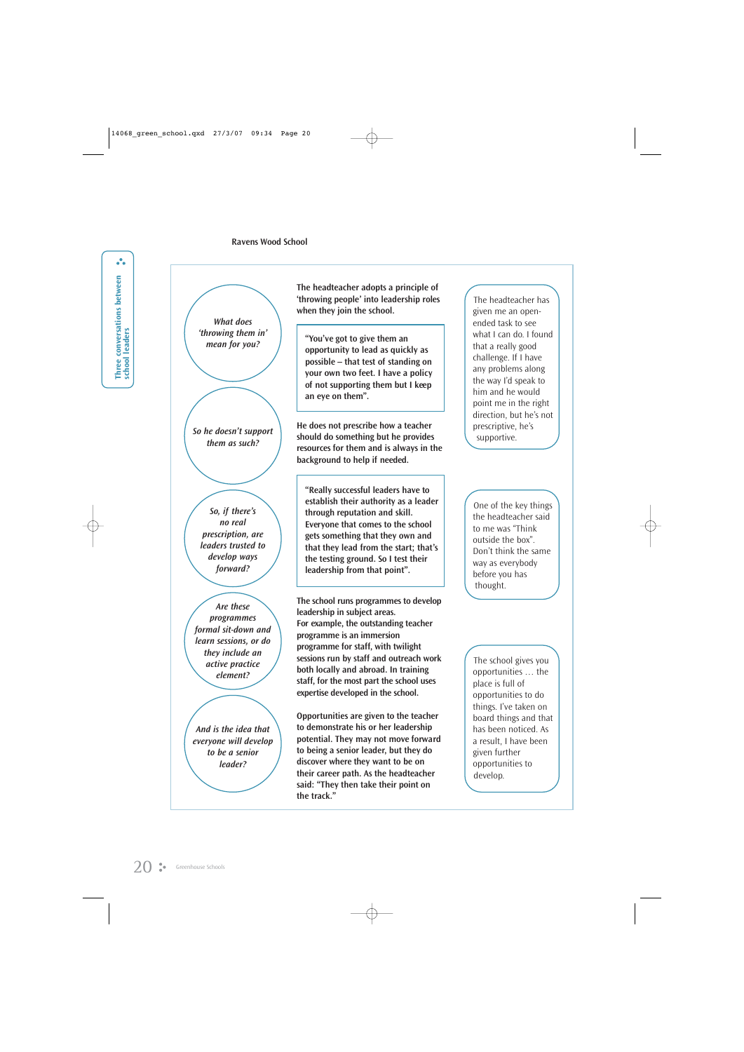## Ravens Wood School

*What does 'throwing them in' mean for you?*

The headteacher adopts a principle of 'throwing people' into leadership roles when they join the school.

"You've got to give them an opportunity to lead as quickly as possible – that test of standing on your own two feet. I have a policy of not supporting them but I keep an eye on them".

The headteacher has given me an open-ended task to see what I can do. I found that a really good challenge. If I have any problems along the way I'd speak to him and he would point me in the right direction, but he's not prescriptive, he's supportive.

*So he doesn't support them as such?*

He does not prescribe how a teacher should do something but he provides resources for them and is always in the background to help if needed.

*So, if there's no real prescription, are leaders trusted to develop ways forward?*

"Really successful leaders have to establish their authority as a leader through reputation and skill. Everyone that comes to the school gets something that they own and that they lead from the start; that's the testing ground. So I test their leadership from that point".

One of the key things the headteacher said to me was "Think outside the box". Don't think the same way as everybody before you has thought.

*Are these programmes formal sit-down and learn sessions, or do they include an active practice element?*

The school runs programmes to develop leadership in subject areas.
For example, the outstanding teacher programme is an immersion programme for staff, with twilight sessions run by staff and outreach work both locally and abroad. In training staff, for the most part the school uses expertise developed in the school.

The school gives you opportunities … the place is full of opportunities to do things. I've taken on board things and that has been noticed. As a result, I have been given further opportunities to develop.

*And is the idea that everyone will develop to be a senior leader?*

Opportunities are given to the teacher to demonstrate his or her leadership potential. They may not move forward to being a senior leader, but they do discover where they want to be on their career path. As the headteacher said: "They then take their point on the track."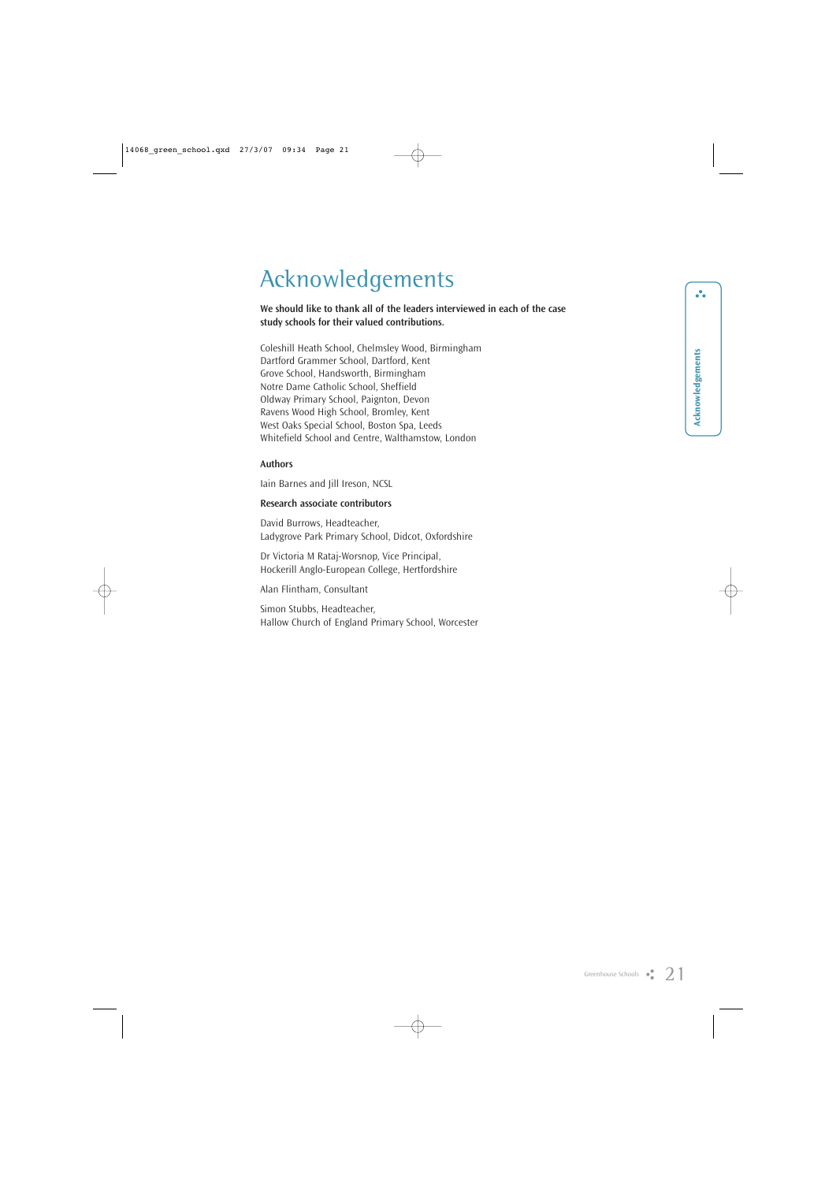# Acknowledgements

**We should like to thank all of the leaders interviewed in each of the case study schools for their valued contributions.**

Coleshill Heath School, Chelmsley Wood, Birmingham
Dartford Grammer School, Dartford, Kent
Grove School, Handsworth, Birmingham
Notre Dame Catholic School, Sheffield
Oldway Primary School, Paignton, Devon
Ravens Wood High School, Bromley, Kent
West Oaks Special School, Boston Spa, Leeds
Whitefield School and Centre, Walthamstow, London

### Authors

Iain Barnes and Jill Ireson, NCSL

### Research associate contributors

David Burrows, Headteacher,
Ladygrove Park Primary School, Didcot, Oxfordshire

Dr Victoria M Rataj-Worsnop, Vice Principal,
Hockerill Anglo-European College, Hertfordshire

Alan Flintham, Consultant

Simon Stubbs, Headteacher,
Hallow Church of England Primary School, Worcester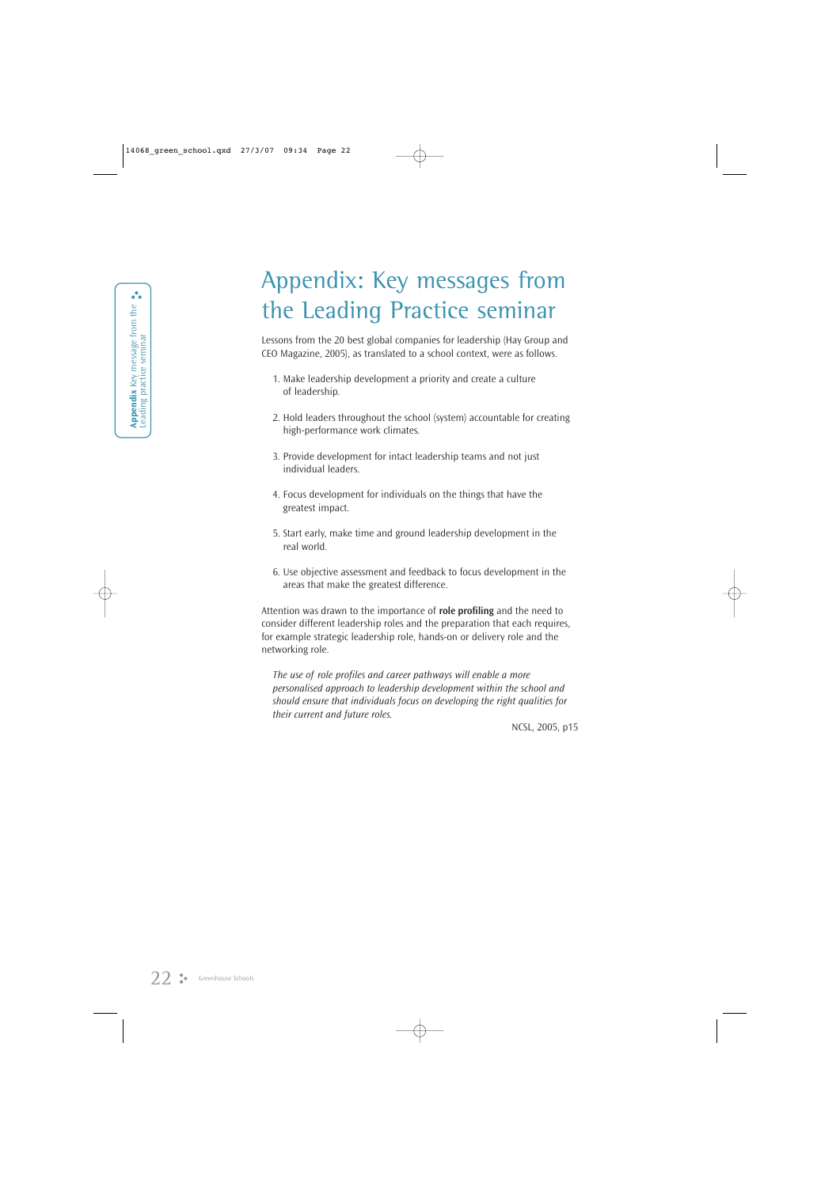# Appendix: Key messages from the Leading Practice seminar

Lessons from the 20 best global companies for leadership (Hay Group and CEO Magazine, 2005), as translated to a school context, were as follows.

1. Make leadership development a priority and create a culture of leadership.
2. Hold leaders throughout the school (system) accountable for creating high-performance work climates.
3. Provide development for intact leadership teams and not just individual leaders.
4. Focus development for individuals on the things that have the greatest impact.
5. Start early, make time and ground leadership development in the real world.
6. Use objective assessment and feedback to focus development in the areas that make the greatest difference.

Attention was drawn to the importance of **role profiling** and the need to consider different leadership roles and the preparation that each requires, for example strategic leadership role, hands-on or delivery role and the networking role.

> *The use of role profiles and career pathways will enable a more personalised approach to leadership development within the school and should ensure that individuals focus on developing the right qualities for their current and future roles.*
>
> NCSL, 2005, p15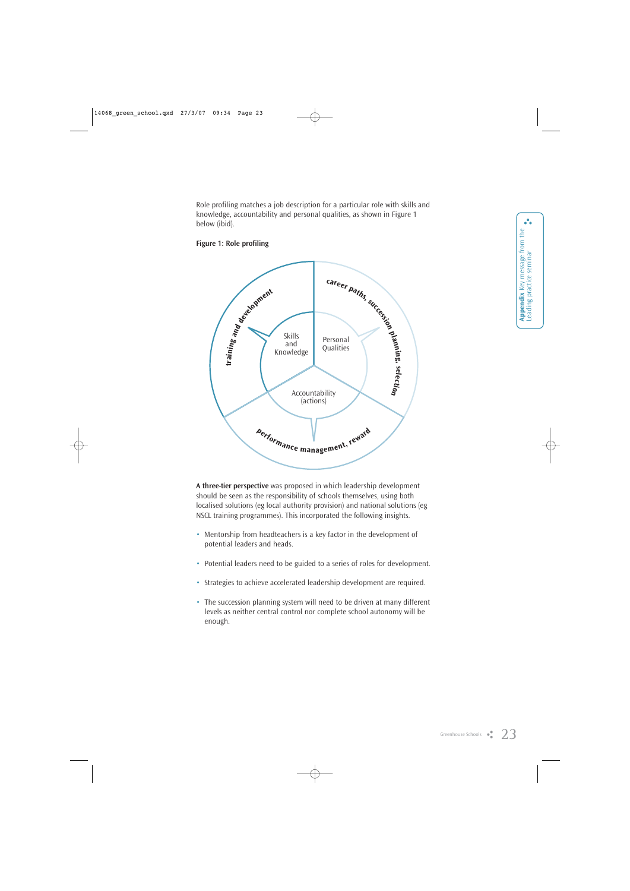Role profiling matches a job description for a particular role with skills and knowledge, accountability and personal qualities, as shown in Figure 1 below (ibid).

**Figure 1: Role profiling**

Skills and Knowledge

Personal Qualities

Accountability (actions)

**training and development**

**career paths, succession planning, selection**

**performance management, reward**

**A three-tier perspective** was proposed in which leadership development should be seen as the responsibility of schools themselves, using both localised solutions (eg local authority provision) and national solutions (eg NSCL training programmes). This incorporated the following insights.

- Mentorship from headteachers is a key factor in the development of potential leaders and heads.
- Potential leaders need to be guided to a series of roles for development.
- Strategies to achieve accelerated leadership development are required.
- The succession planning system will need to be driven at many different levels as neither central control nor complete school autonomy will be enough.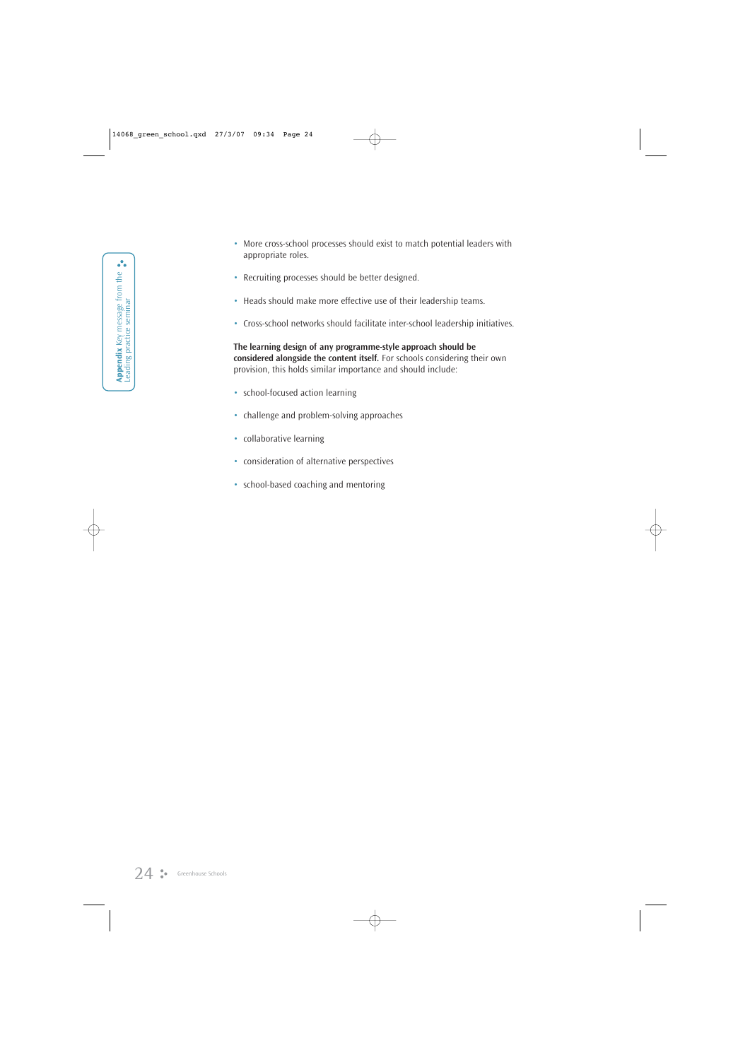- More cross-school processes should exist to match potential leaders with appropriate roles.
- Recruiting processes should be better designed.
- Heads should make more effective use of their leadership teams.
- Cross-school networks should facilitate inter-school leadership initiatives.

**The learning design of any programme-style approach should be considered alongside the content itself.** For schools considering their own provision, this holds similar importance and should include:

- school-focused action learning
- challenge and problem-solving approaches
- collaborative learning
- consideration of alternative perspectives
- school-based coaching and mentoring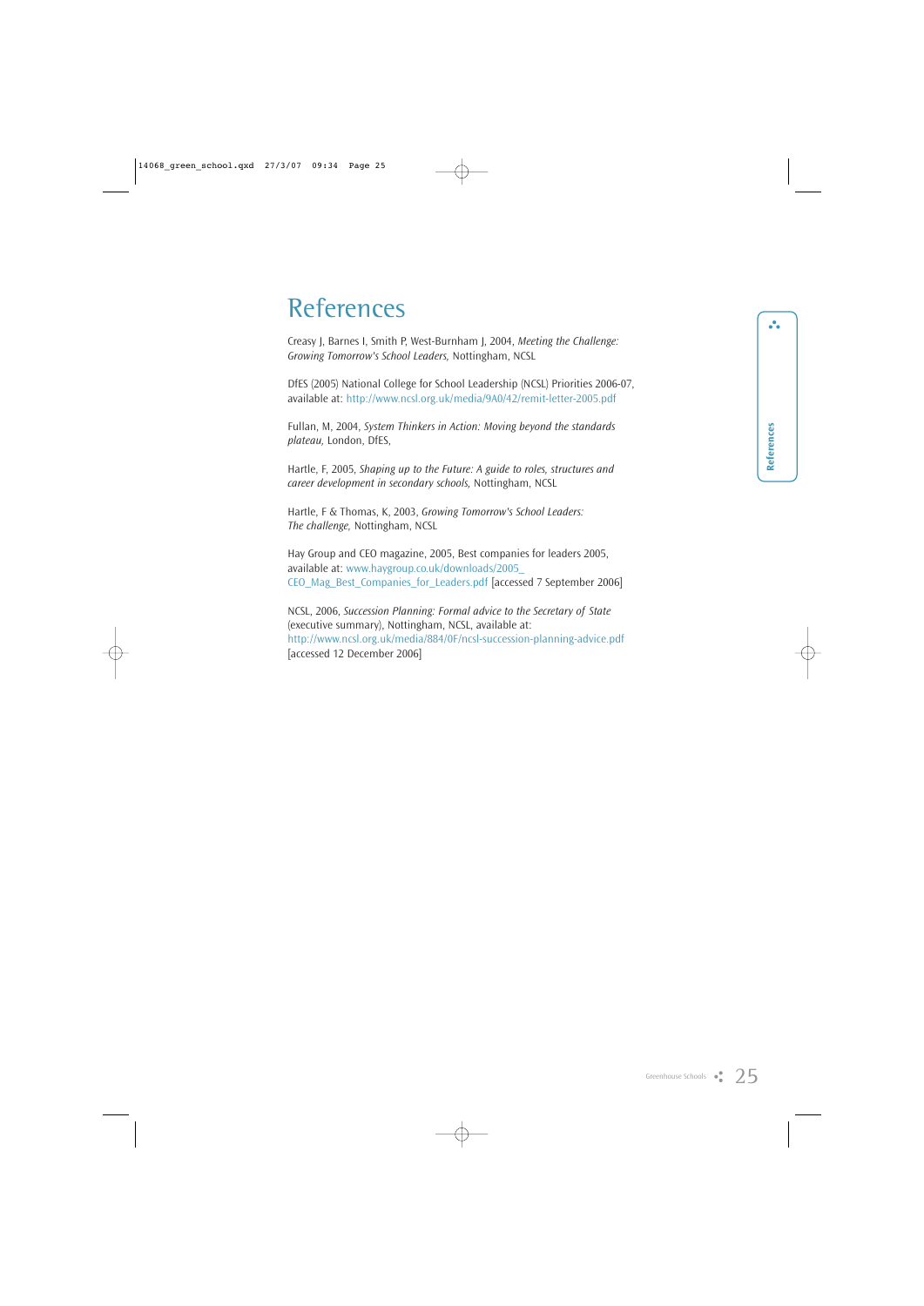# References

Creasy J, Barnes I, Smith P, West-Burnham J, 2004, *Meeting the Challenge: Growing Tomorrow's School Leaders,* Nottingham, NCSL

DfES (2005) National College for School Leadership (NCSL) Priorities 2006-07, available at: http://www.ncsl.org.uk/media/9A0/42/remit-letter-2005.pdf

Fullan, M, 2004, *System Thinkers in Action: Moving beyond the standards plateau,* London, DfES,

Hartle, F, 2005, *Shaping up to the Future: A guide to roles, structures and career development in secondary schools,* Nottingham, NCSL

Hartle, F & Thomas, K, 2003, *Growing Tomorrow's School Leaders: The challenge,* Nottingham, NCSL

Hay Group and CEO magazine, 2005, Best companies for leaders 2005, available at: www.haygroup.co.uk/downloads/2005_CEO_Mag_Best_Companies_for_Leaders.pdf [accessed 7 September 2006]

NCSL, 2006, *Succession Planning: Formal advice to the Secretary of State* (executive summary), Nottingham, NCSL, available at: http://www.ncsl.org.uk/media/884/0F/ncsl-succession-planning-advice.pdf [accessed 12 December 2006]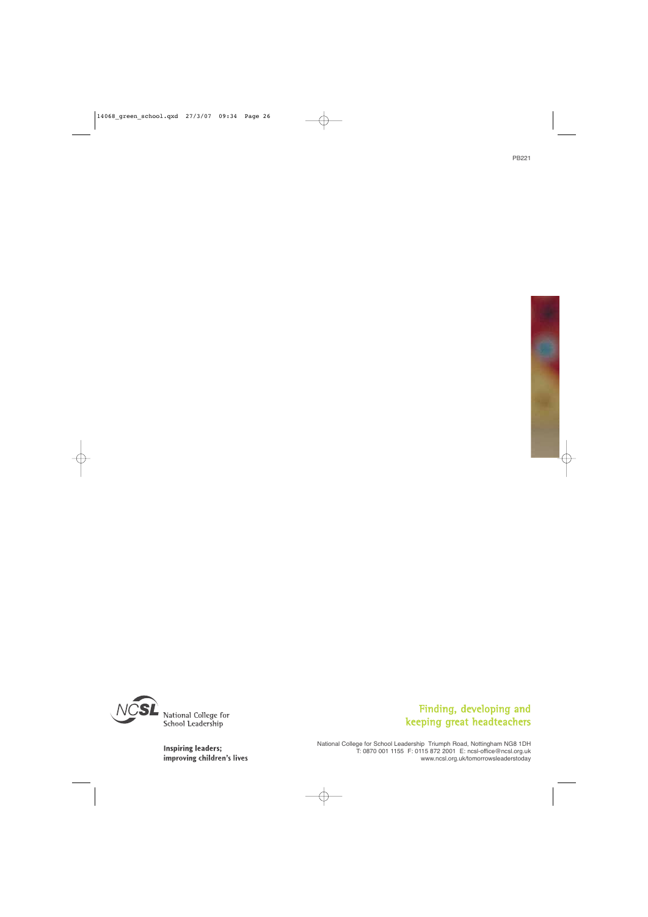PB221

NCSL National College for School Leadership

**Inspiring leaders; improving children's lives**

**Finding, developing and keeping great headteachers**

National College for School Leadership Triumph Road, Nottingham NG8 1DH
T: 0870 001 1155 F: 0115 872 2001 E: ncsl-office@ncsl.org.uk
www.ncsl.org.uk/tomorrowsleaderstoday